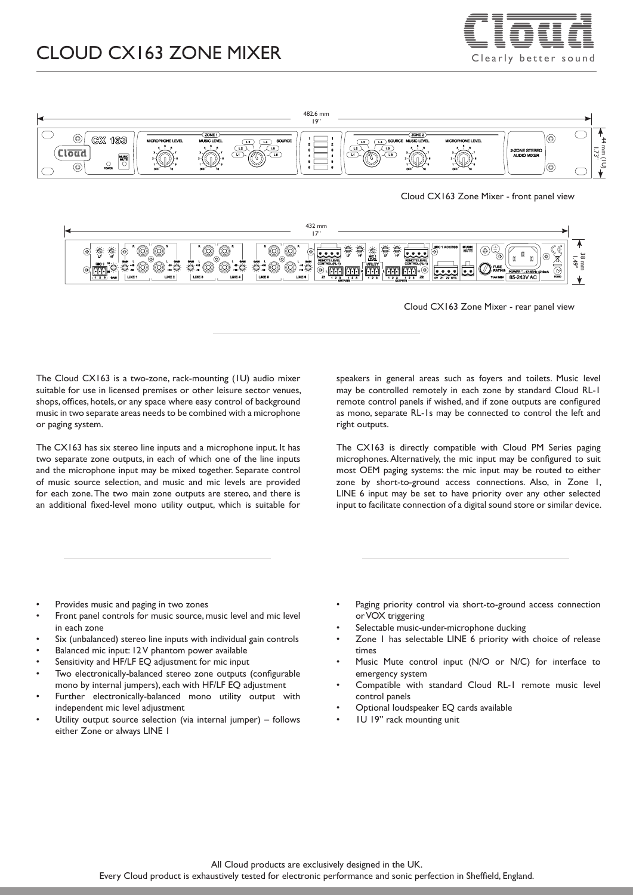# CLOUD CX163 ZONE MIXER

Cloud Clearly better sound

Cloud CX163 Zone Mixer - front panel view

Cloud CX163 Zone Mixer - rear panel view

The Cloud CX163 is a two-zone, rack-mounting (1U) audio mixer suitable for use in licensed premises or other leisure sector venues, shops, offices, hotels, or any space where easy control of background music in two separate areas needs to be combined with a microphone or paging system.

The CX163 has six stereo line inputs and a microphone input. It has two separate zone outputs, in each of which one of the line inputs and the microphone input may be mixed together. Separate control of music source selection, and music and mic levels are provided for each zone. The two main zone outputs are stereo, and there is an additional fixed-level mono utility output, which is suitable for speakers in general areas such as foyers and toilets. Music level may be controlled remotely in each zone by standard Cloud RL-1 remote control panels if wished, and if zone outputs are configured as mono, separate RL-1s may be connected to control the left and right outputs.

The CX163 is directly compatible with Cloud PM Series paging microphones. Alternatively, the mic input may be configured to suit most OEM paging systems: the mic input may be routed to either zone by short-to-ground access connections. Also, in Zone 1, LINE 6 input may be set to have priority over any other selected input to facilitate connection of a digital sound store or similar device.

- Provides music and paging in two zones
- Front panel controls for music source, music level and mic level in each zone
- Six (unbalanced) stereo line inputs with individual gain controls
- Balanced mic input: 12 V phantom power available
- Sensitivity and HF/LF EQ adjustment for mic input
- Two electronically-balanced stereo zone outputs (configurable mono by internal jumpers), each with HF/LF EQ adjustment
- Further electronically-balanced mono utility output with independent mic level adjustment
- Utility output source selection (via internal jumper) – follows either Zone or always LINE 1
- Paging priority control via short-to-ground access connection or VOX triggering
- Selectable music-under-microphone ducking
- Zone 1 has selectable LINE 6 priority with choice of release times
- Music Mute control input (N/O or N/C) for interface to emergency system
- Compatible with standard Cloud RL-1 remote music level control panels
- Optional loudspeaker EQ cards available
- 1U 19" rack mounting unit

All Cloud products are exclusively designed in the UK.
Every Cloud product is exhaustively tested for electronic performance and sonic perfection in Sheffield, England.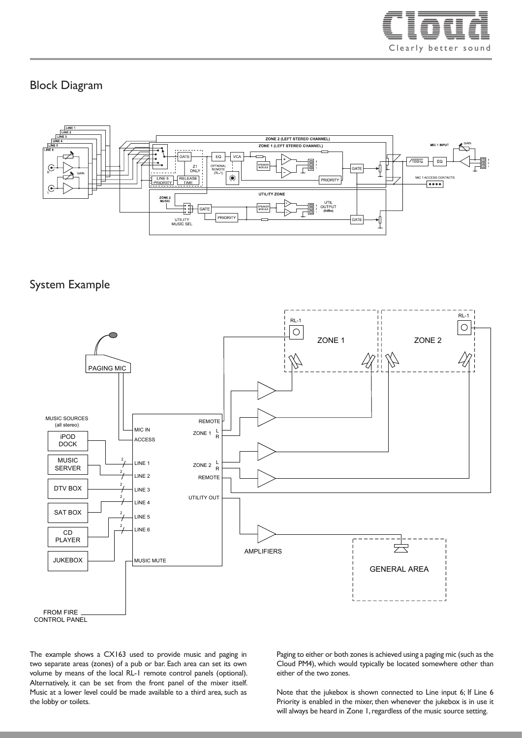## Block Diagram

## System Example

The example shows a CX163 used to provide music and paging in two separate areas (zones) of a pub or bar. Each area can set its own volume by means of the local RL-1 remote control panels (optional). Alternatively, it can be set from the front panel of the mixer itself. Music at a lower level could be made available to a third area, such as the lobby or toilets.

Paging to either or both zones is achieved using a paging mic (such as the Cloud PM4), which would typically be located somewhere other than either of the two zones.

Note that the jukebox is shown connected to Line input 6; If Line 6 Priority is enabled in the mixer, then whenever the jukebox is in use it will always be heard in Zone 1, regardless of the music source setting.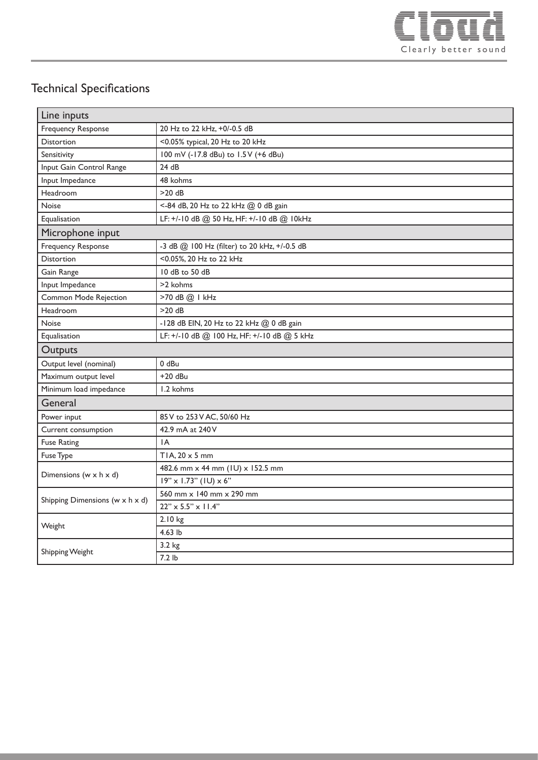## Technical Specifications

| Line inputs | |
|---|---|
| Frequency Response | 20 Hz to 22 kHz, +0/-0.5 dB |
| Distortion | <0.05% typical, 20 Hz to 20 kHz |
| Sensitivity | 100 mV (-17.8 dBu) to 1.5 V (+6 dBu) |
| Input Gain Control Range | 24 dB |
| Input Impedance | 48 kohms |
| Headroom | >20 dB |
| Noise | <-84 dB, 20 Hz to 22 kHz @ 0 dB gain |
| Equalisation | LF: +/-10 dB @ 50 Hz, HF: +/-10 dB @ 10kHz |
| **Microphone input** | |
| Frequency Response | -3 dB @ 100 Hz (filter) to 20 kHz, +/-0.5 dB |
| Distortion | <0.05%, 20 Hz to 22 kHz |
| Gain Range | 10 dB to 50 dB |
| Input Impedance | >2 kohms |
| Common Mode Rejection | >70 dB @ 1 kHz |
| Headroom | >20 dB |
| Noise | -128 dB EIN, 20 Hz to 22 kHz @ 0 dB gain |
| Equalisation | LF: +/-10 dB @ 100 Hz, HF: +/-10 dB @ 5 kHz |
| **Outputs** | |
| Output level (nominal) | 0 dBu |
| Maximum output level | +20 dBu |
| Minimum load impedance | 1.2 kohms |
| **General** | |
| Power input | 85 V to 253 V AC, 50/60 Hz |
| Current consumption | 42.9 mA at 240 V |
| Fuse Rating | 1A |
| Fuse Type | T1A, 20 x 5 mm |
| Dimensions (w x h x d) | 482.6 mm x 44 mm (1U) x 152.5 mm |
| | 19" x 1.73" (1U) x 6" |
| Shipping Dimensions (w x h x d) | 560 mm x 140 mm x 290 mm |
| | 22" x 5.5" x 11.4" |
| Weight | 2.10 kg |
| | 4.63 lb |
| Shipping Weight | 3.2 kg |
| | 7.2 lb |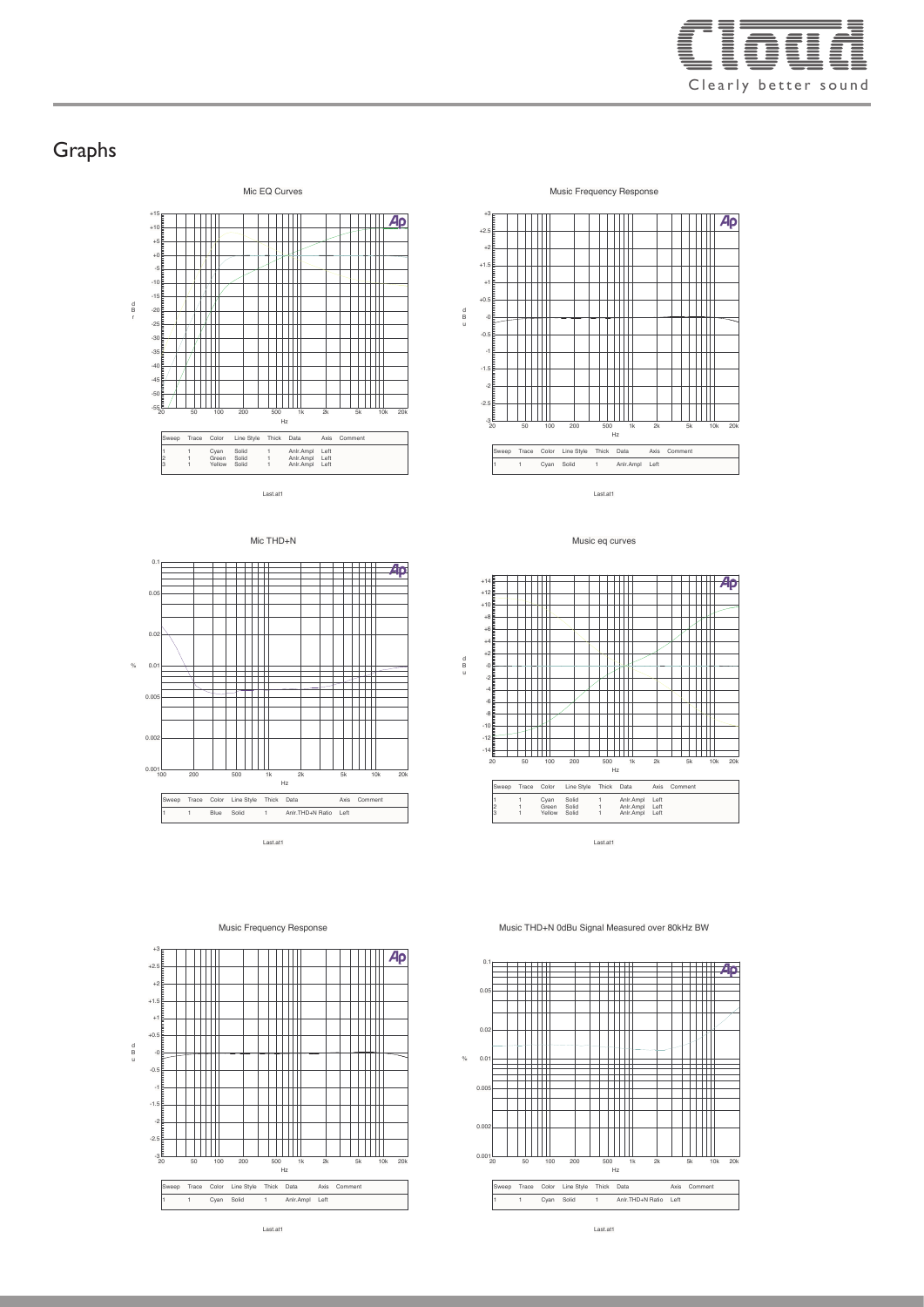# Graphs

### Mic EQ Curves

| Sweep | Trace | Color | Line Style | Thick | Data | Axis | Comment |
|---|---|---|---|---|---|---|---|
| 1 | 1 | Cyan | Solid | 1 | Anlr.Ampl | Left | |
| 2 | 1 | Green | Solid | 1 | Anlr.Ampl | Left | |
| 3 | 1 | Yellow | Solid | 1 | Anlr.Ampl | Left | |

Last.at1

### Music Frequency Response

| Sweep | Trace | Color | Line Style | Thick | Data | Axis | Comment |
|---|---|---|---|---|---|---|---|
| 1 | 1 | Cyan | Solid | 1 | Anlr.Ampl | Left | |

Last.at1

### Mic THD+N

| Sweep | Trace | Color | Line Style | Thick | Data | Axis | Comment |
|---|---|---|---|---|---|---|---|
| 1 | 1 | Blue | Solid | 1 | Anlr.THD+N Ratio | Left | |

Last.at1

### Music eq curves

| Sweep | Trace | Color | Line Style | Thick | Data | Axis | Comment |
|---|---|---|---|---|---|---|---|
| 1 | 1 | Cyan | Solid | 1 | Anlr.Ampl | Left | |
| 2 | 1 | Green | Solid | 1 | Anlr.Ampl | Left | |
| 3 | 1 | Yellow | Solid | 1 | Anlr.Ampl | Left | |

Last.at1

### Music Frequency Response

| Sweep | Trace | Color | Line Style | Thick | Data | Axis | Comment |
|---|---|---|---|---|---|---|---|
| 1 | 1 | Cyan | Solid | 1 | Anlr.Ampl | Left | |

Last.at1

### Music THD+N 0dBu Signal Measured over 80kHz BW

| Sweep | Trace | Color | Line Style | Thick | Data | Axis | Comment |
|---|---|---|---|---|---|---|---|
| 1 | 1 | Cyan | Solid | 1 | Anlr.THD+N Ratio | Left | |

Last.at1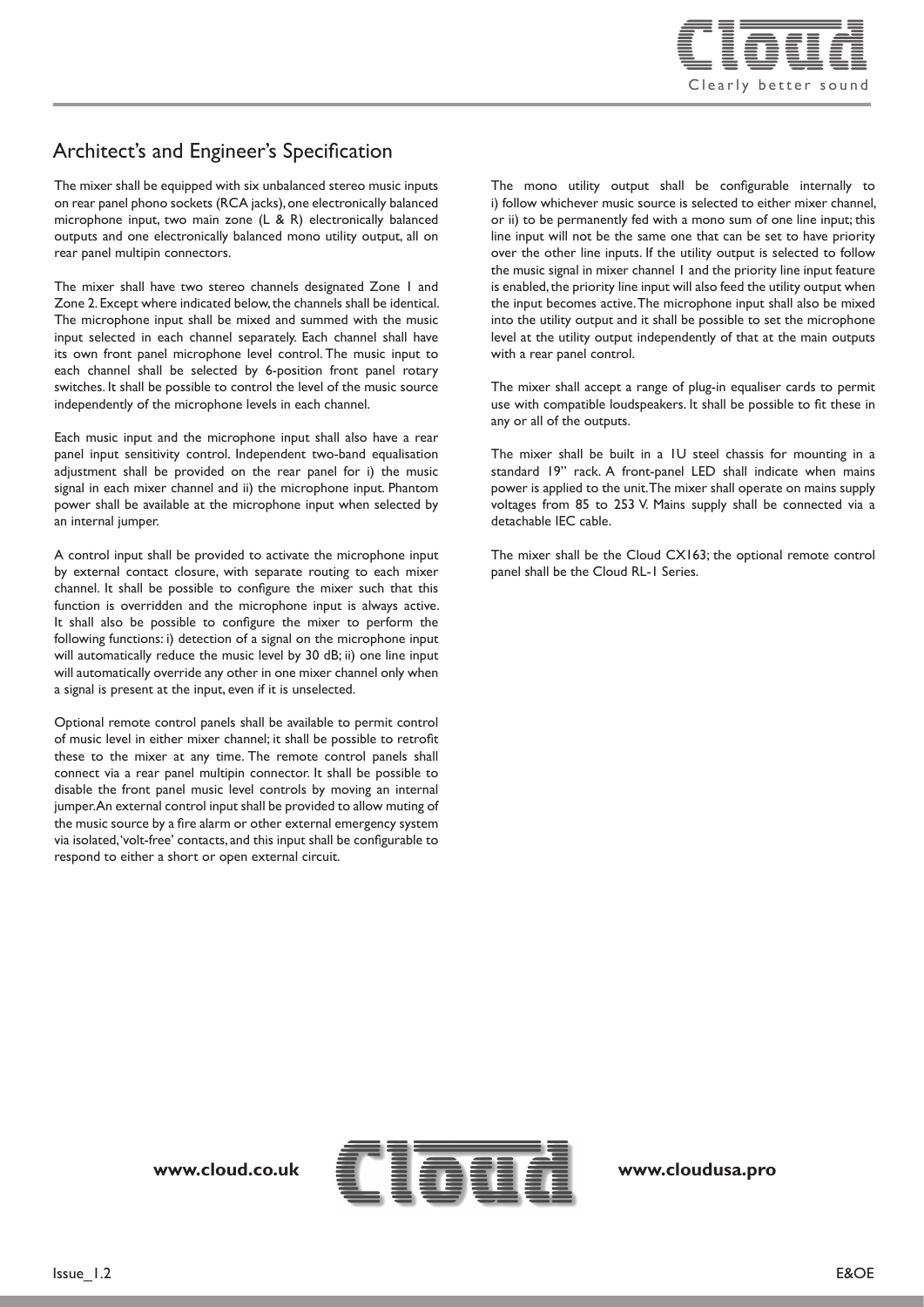# Architect's and Engineer's Specification

The mixer shall be equipped with six unbalanced stereo music inputs on rear panel phono sockets (RCA jacks), one electronically balanced microphone input, two main zone (L & R) electronically balanced outputs and one electronically balanced mono utility output, all on rear panel multipin connectors.

The mixer shall have two stereo channels designated Zone 1 and Zone 2. Except where indicated below, the channels shall be identical. The microphone input shall be mixed and summed with the music input selected in each channel separately. Each channel shall have its own front panel microphone level control. The music input to each channel shall be selected by 6-position front panel rotary switches. It shall be possible to control the level of the music source independently of the microphone levels in each channel.

Each music input and the microphone input shall also have a rear panel input sensitivity control. Independent two-band equalisation adjustment shall be provided on the rear panel for i) the music signal in each mixer channel and ii) the microphone input. Phantom power shall be available at the microphone input when selected by an internal jumper.

A control input shall be provided to activate the microphone input by external contact closure, with separate routing to each mixer channel. It shall be possible to configure the mixer such that this function is overridden and the microphone input is always active. It shall also be possible to configure the mixer to perform the following functions: i) detection of a signal on the microphone input will automatically reduce the music level by 30 dB; ii) one line input will automatically override any other in one mixer channel only when a signal is present at the input, even if it is unselected.

Optional remote control panels shall be available to permit control of music level in either mixer channel; it shall be possible to retrofit these to the mixer at any time. The remote control panels shall connect via a rear panel multipin connector. It shall be possible to disable the front panel music level controls by moving an internal jumper. An external control input shall be provided to allow muting of the music source by a fire alarm or other external emergency system via isolated, 'volt-free' contacts, and this input shall be configurable to respond to either a short or open external circuit.

The mono utility output shall be configurable internally to i) follow whichever music source is selected to either mixer channel, or ii) to be permanently fed with a mono sum of one line input; this line input will not be the same one that can be set to have priority over the other line inputs. If the utility output is selected to follow the music signal in mixer channel 1 and the priority line input feature is enabled, the priority line input will also feed the utility output when the input becomes active. The microphone input shall also be mixed into the utility output and it shall be possible to set the microphone level at the utility output independently of that at the main outputs with a rear panel control.

The mixer shall accept a range of plug-in equaliser cards to permit use with compatible loudspeakers. It shall be possible to fit these in any or all of the outputs.

The mixer shall be built in a 1U steel chassis for mounting in a standard 19" rack. A front-panel LED shall indicate when mains power is applied to the unit. The mixer shall operate on mains supply voltages from 85 to 253 V. Mains supply shall be connected via a detachable IEC cable.

The mixer shall be the Cloud CX163; the optional remote control panel shall be the Cloud RL-1 Series.

**www.cloud.co.uk** **www.cloudusa.pro**

Issue_1.2 E&OE